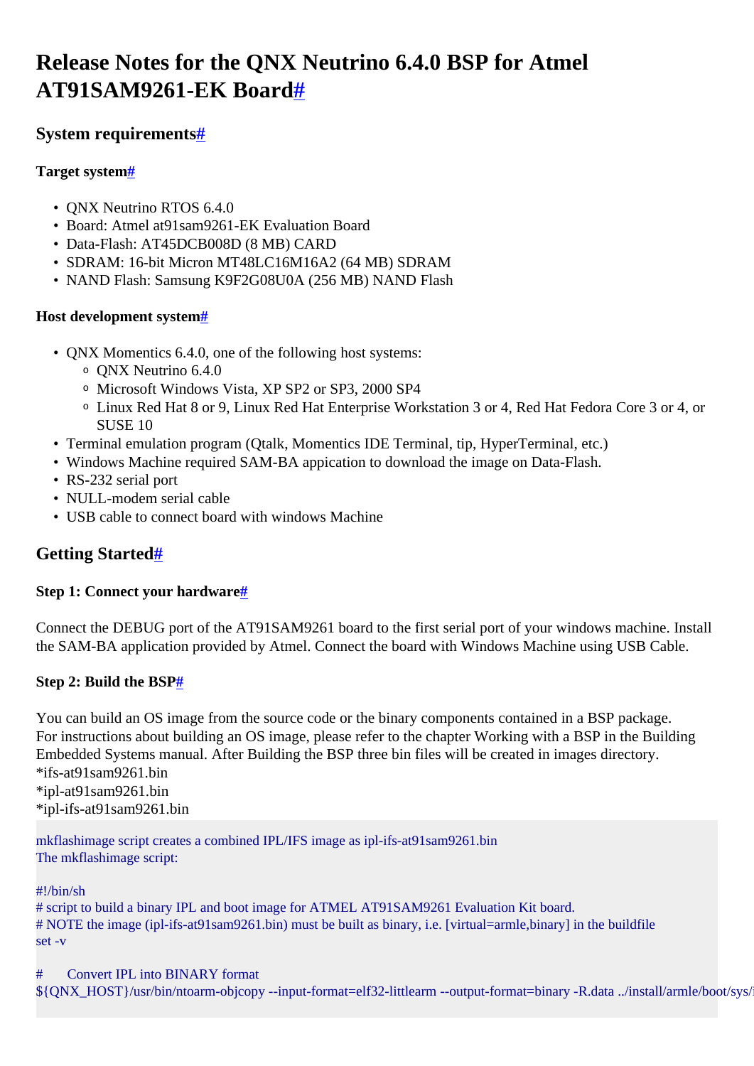# Release Notes for the QNX Neutrino 6.4.0 BSP for Atmel AT91SAM9261-EK Board#

## System requirements#

### Target system#

- QNX Neutrino RTOS 6.4.0
- Board: Atmel at91sam9261-EK Evaluation Board
- Data-Flash: AT45DCB008D (8 MB) CARD
- SDRAM: 16-bit Micron MT48LC16M16A2 (64 MB) SDRAM
- NAND Flash: Samsung K9F2G08U0A (256 MB) NAND Flash

### Host development system#

- QNX Momentics 6.4.0, one of the following host systems:
  - QNX Neutrino 6.4.0
  - Microsoft Windows Vista, XP SP2 or SP3, 2000 SP4
  - Linux Red Hat 8 or 9, Linux Red Hat Enterprise Workstation 3 or 4, Red Hat Fedora Core 3 or 4, or SUSE 10
- Terminal emulation program (Qtalk, Momentics IDE Terminal, tip, HyperTerminal, etc.)
- Windows Machine required SAM-BA appication to download the image on Data-Flash.
- RS-232 serial port
- NULL-modem serial cable
- USB cable to connect board with windows Machine

## Getting Started#

### Step 1: Connect your hardware#

Connect the DEBUG port of the AT91SAM9261 board to the first serial port of your windows machine. Install the SAM-BA application provided by Atmel. Connect the board with Windows Machine using USB Cable.

### Step 2: Build the BSP#

You can build an OS image from the source code or the binary components contained in a BSP package. For instructions about building an OS image, please refer to the chapter Working with a BSP in the Building Embedded Systems manual. After Building the BSP three bin files will be created in images directory.
*ifs-at91sam9261.bin
*ipl-at91sam9261.bin
*ipl-ifs-at91sam9261.bin

```
mkflashimage script creates a combined IPL/IFS image as ipl-ifs-at91sam9261.bin
The mkflashimage script:

#!/bin/sh
# script to build a binary IPL and boot image for ATMEL AT91SAM9261 Evaluation Kit board.
# NOTE the image (ipl-ifs-at91sam9261.bin) must be built as binary, i.e. [virtual=armle,binary] in the buildfile
set -v

#       Convert IPL into BINARY format
${QNX_HOST}/usr/bin/ntoarm-objcopy --input-format=elf32-littlearm --output-format=binary -R.data ../install/armle/boot/sys/
```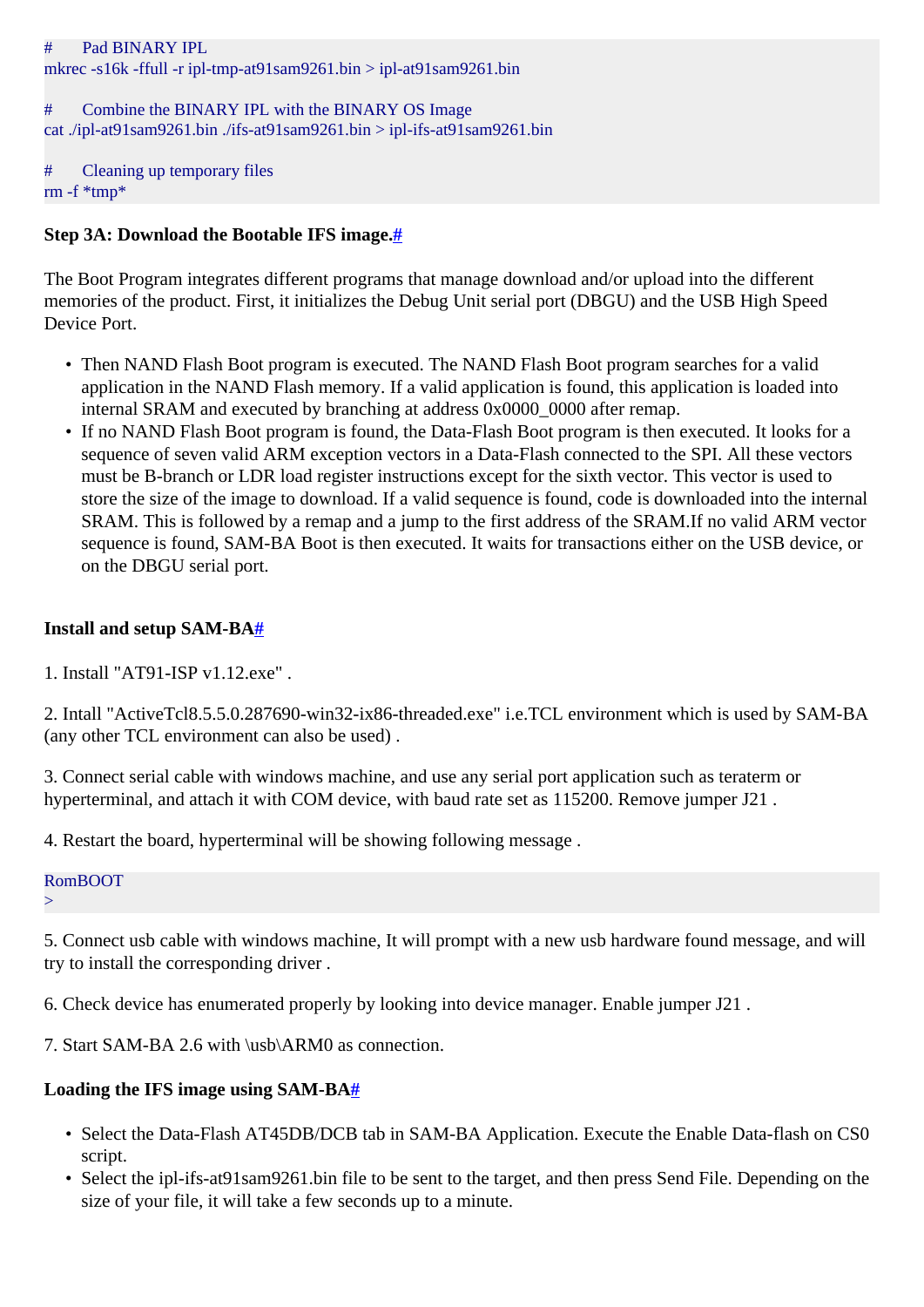```
#     Pad BINARY IPL
mkrec -s16k -ffull -r ipl-tmp-at91sam9261.bin > ipl-at91sam9261.bin

#     Combine the BINARY IPL with the BINARY OS Image
cat ./ipl-at91sam9261.bin ./ifs-at91sam9261.bin > ipl-ifs-at91sam9261.bin

#     Cleaning up temporary files
rm -f *tmp*
```

**Step 3A: Download the Bootable IFS image.#**

The Boot Program integrates different programs that manage download and/or upload into the different memories of the product. First, it initializes the Debug Unit serial port (DBGU) and the USB High Speed Device Port.

- Then NAND Flash Boot program is executed. The NAND Flash Boot program searches for a valid application in the NAND Flash memory. If a valid application is found, this application is loaded into internal SRAM and executed by branching at address 0x0000_0000 after remap.
- If no NAND Flash Boot program is found, the Data-Flash Boot program is then executed. It looks for a sequence of seven valid ARM exception vectors in a Data-Flash connected to the SPI. All these vectors must be B-branch or LDR load register instructions except for the sixth vector. This vector is used to store the size of the image to download. If a valid sequence is found, code is downloaded into the internal SRAM. This is followed by a remap and a jump to the first address of the SRAM.If no valid ARM vector sequence is found, SAM-BA Boot is then executed. It waits for transactions either on the USB device, or on the DBGU serial port.

**Install and setup SAM-BA#**

1. Install "AT91-ISP v1.12.exe" .

2. Intall "ActiveTcl8.5.5.0.287690-win32-ix86-threaded.exe" i.e.TCL environment which is used by SAM-BA (any other TCL environment can also be used) .

3. Connect serial cable with windows machine, and use any serial port application such as teraterm or hyperterminal, and attach it with COM device, with baud rate set as 115200. Remove jumper J21 .

4. Restart the board, hyperterminal will be showing following message .

```
RomBOOT
>
```

5. Connect usb cable with windows machine, It will prompt with a new usb hardware found message, and will try to install the corresponding driver .

6. Check device has enumerated properly by looking into device manager. Enable jumper J21 .

7. Start SAM-BA 2.6 with \usb\ARM0 as connection.

**Loading the IFS image using SAM-BA#**

- Select the Data-Flash AT45DB/DCB tab in SAM-BA Application. Execute the Enable Data-flash on CS0 script.
- Select the ipl-ifs-at91sam9261.bin file to be sent to the target, and then press Send File. Depending on the size of your file, it will take a few seconds up to a minute.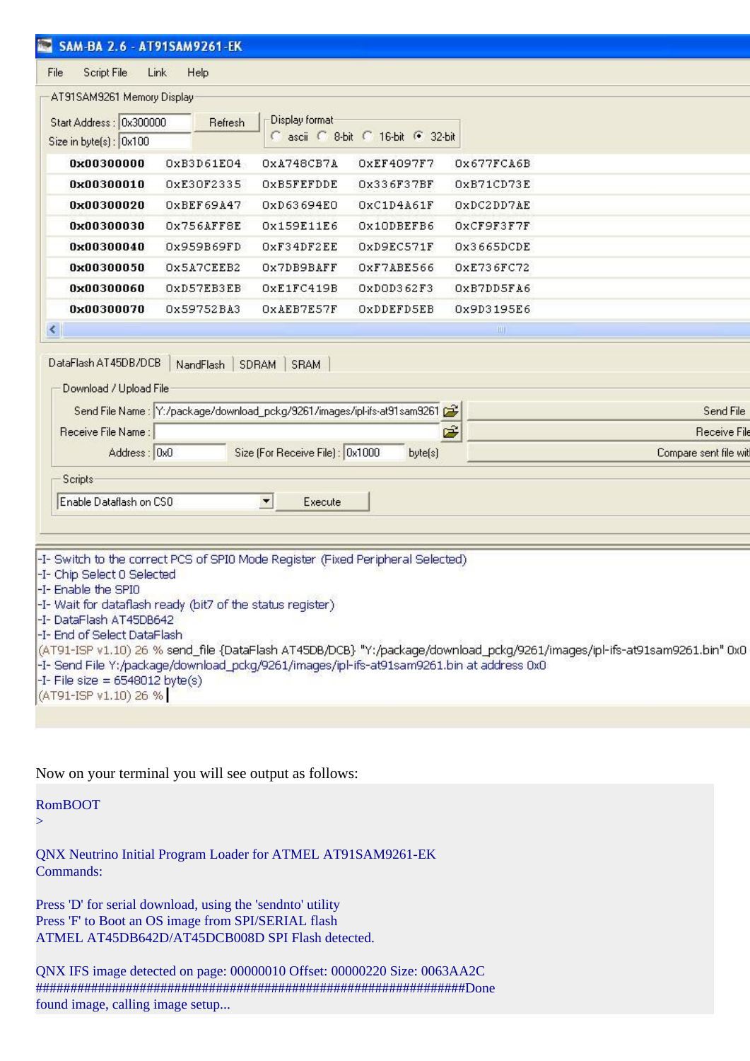SAM-BA 2.6 - AT91SAM9261-EK

File Script File Link Help

AT91SAM9261 Memory Display

Start Address : 0x300000 Refresh
Size in byte(s) : 0x100

Display format: ascii 8-bit 16-bit 32-bit

| | | | | |
|---|---|---|---|---|
| 0x00300000 | 0xB3D61E04 | 0xA748CB7A | 0xEF4097F7 | 0x677FCA6B |
| 0x00300010 | 0xE30F2335 | 0xB5FEFDDE | 0x336F37BF | 0xB71CD73E |
| 0x00300020 | 0xBEF69A47 | 0xD63694E0 | 0xC1D4A61F | 0xDC2DD7AE |
| 0x00300030 | 0x756AFF8E | 0x159E11E6 | 0x10DBEFB6 | 0xCF9F3F7F |
| 0x00300040 | 0x959B69FD | 0xF34DF2EE | 0xD9EC571F | 0x3665DCDE |
| 0x00300050 | 0x5A7CEEB2 | 0x7DB9BAFF | 0xF7ABE566 | 0xE736FC72 |
| 0x00300060 | 0xD57EB3EB | 0xE1FC419B | 0xD0D362F3 | 0xB7DD5FA6 |
| 0x00300070 | 0x59752BA3 | 0xAEB7E57F | 0xDDEFD5EB | 0x9D3195E6 |

DataFlash AT45DB/DCB | NandFlash | SDRAM | SRAM

Download / Upload File

Send File Name : Y:/package/download_pckg/9261/images/ipl-ifs-at91sam9261 — Send File
Receive File Name : — Receive File
Address : 0x0 Size (For Receive File) : 0x1000 byte(s) — Compare sent file wit

Scripts

Enable Dataflash on CS0 — Execute

```
-I- Switch to the correct PCS of SPI0 Mode Register (Fixed Peripheral Selected)
-I- Chip Select 0 Selected
-I- Enable the SPI0
-I- Wait for dataflash ready (bit7 of the status register)
-I- DataFlash AT45DB642
-I- End of Select DataFlash
(AT91-ISP v1.10) 26 % send_file {DataFlash AT45DB/DCB} "Y:/package/download_pckg/9261/images/ipl-ifs-at91sam9261.bin" 0x0
-I- Send File Y:/package/download_pckg/9261/images/ipl-ifs-at91sam9261.bin at address 0x0
-I- File size = 6548012 byte(s)
(AT91-ISP v1.10) 26 %
```

Now on your terminal you will see output as follows:

```
RomBOOT
>

QNX Neutrino Initial Program Loader for ATMEL AT91SAM9261-EK
Commands:

Press 'D' for serial download, using the 'sendnto' utility
Press 'F' to Boot an OS image from SPI/SERIAL flash
ATMEL AT45DB642D/AT45DCB008D SPI Flash detected.

QNX IFS image detected on page: 00000010 Offset: 00000220 Size: 0063AA2C
################################################################Done
found image, calling image setup...
```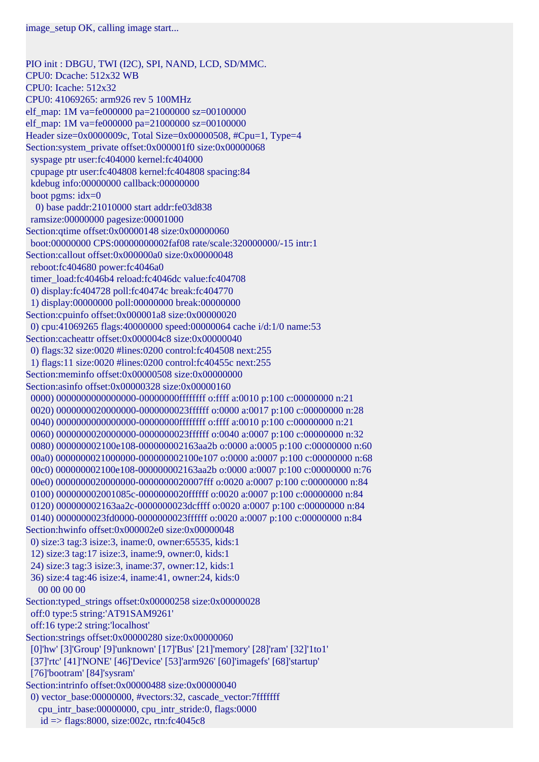```
image_setup OK, calling image start...


PIO init : DBGU, TWI (I2C), SPI, NAND, LCD, SD/MMC.
CPU0: Dcache: 512x32 WB
CPU0: Icache: 512x32
CPU0: 41069265: arm926 rev 5 100MHz
elf_map: 1M va=fe000000 pa=21000000 sz=00100000
elf_map: 1M va=fe000000 pa=21000000 sz=00100000
Header size=0x0000009c, Total Size=0x00000508, #Cpu=1, Type=4
Section:system_private offset:0x000001f0 size:0x00000068
  syspage ptr user:fc404000 kernel:fc404000
  cpupage ptr user:fc404808 kernel:fc404808 spacing:84
  kdebug info:00000000 callback:00000000
  boot pgms: idx=0
    0) base paddr:21010000 start addr:fe03d838
  ramsize:00000000 pagesize:00001000
Section:qtime offset:0x00000148 size:0x00000060
  boot:00000000 CPS:00000000002faf08 rate/scale:320000000/-15 intr:1
Section:callout offset:0x000000a0 size:0x00000048
  reboot:fc404680 power:fc4046a0
  timer_load:fc4046b4 reload:fc4046dc value:fc404708
  0) display:fc404728 poll:fc40474c break:fc404770
  1) display:00000000 poll:00000000 break:00000000
Section:cpuinfo offset:0x000001a8 size:0x00000020
  0) cpu:41069265 flags:40000000 speed:00000064 cache i/d:1/0 name:53
Section:cacheattr offset:0x000004c8 size:0x00000040
  0) flags:32 size:0020 #lines:0200 control:fc404508 next:255
  1) flags:11 size:0020 #lines:0200 control:fc40455c next:255
Section:meminfo offset:0x00000508 size:0x00000000
Section:asinfo offset:0x00000328 size:0x00000160
  0000) 0000000000000000-00000000ffffffff o:ffff a:0010 p:100 c:00000000 n:21
  0020) 0000000020000000-0000000023ffffff o:0000 a:0017 p:100 c:00000000 n:28
  0040) 0000000000000000-00000000ffffffff o:ffff a:0010 p:100 c:00000000 n:21
  0060) 0000000020000000-0000000023ffffff o:0040 a:0007 p:100 c:00000000 n:32
  0080) 000000002100e108-000000002163aa2b o:0000 a:0005 p:100 c:00000000 n:60
  00a0) 0000000021000000-000000002100e107 o:0000 a:0007 p:100 c:00000000 n:68
  00c0) 000000002100e108-000000002163aa2b o:0000 a:0007 p:100 c:00000000 n:76
  00e0) 0000000020000000-0000000020007fff o:0020 a:0007 p:100 c:00000000 n:84
  0100) 000000002001085c-0000000020ffffff o:0020 a:0007 p:100 c:00000000 n:84
  0120) 000000002163aa2c-0000000023dcffff o:0020 a:0007 p:100 c:00000000 n:84
  0140) 0000000023fd0000-0000000023ffffff o:0020 a:0007 p:100 c:00000000 n:84
Section:hwinfo offset:0x000002e0 size:0x00000048
  0) size:3 tag:3 isize:3, iname:0, owner:65535, kids:1
  12) size:3 tag:17 isize:3, iname:9, owner:0, kids:1
  24) size:3 tag:3 isize:3, iname:37, owner:12, kids:1
  36) size:4 tag:46 isize:4, iname:41, owner:24, kids:0
     00 00 00 00
Section:typed_strings offset:0x00000258 size:0x00000028
  off:0 type:5 string:'AT91SAM9261'
  off:16 type:2 string:'localhost'
Section:strings offset:0x00000280 size:0x00000060
  [0]'hw' [3]'Group' [9]'unknown' [17]'Bus' [21]'memory' [28]'ram' [32]'1to1'
  [37]'rtc' [41]'NONE' [46]'Device' [53]'arm926' [60]'imagefs' [68]'startup'
  [76]'bootram' [84]'sysram'
Section:intrinfo offset:0x00000488 size:0x00000040
  0) vector_base:00000000, #vectors:32, cascade_vector:7fffffff
     cpu_intr_base:00000000, cpu_intr_stride:0, flags:0000
      id => flags:8000, size:002c, rtn:fc4045c8
```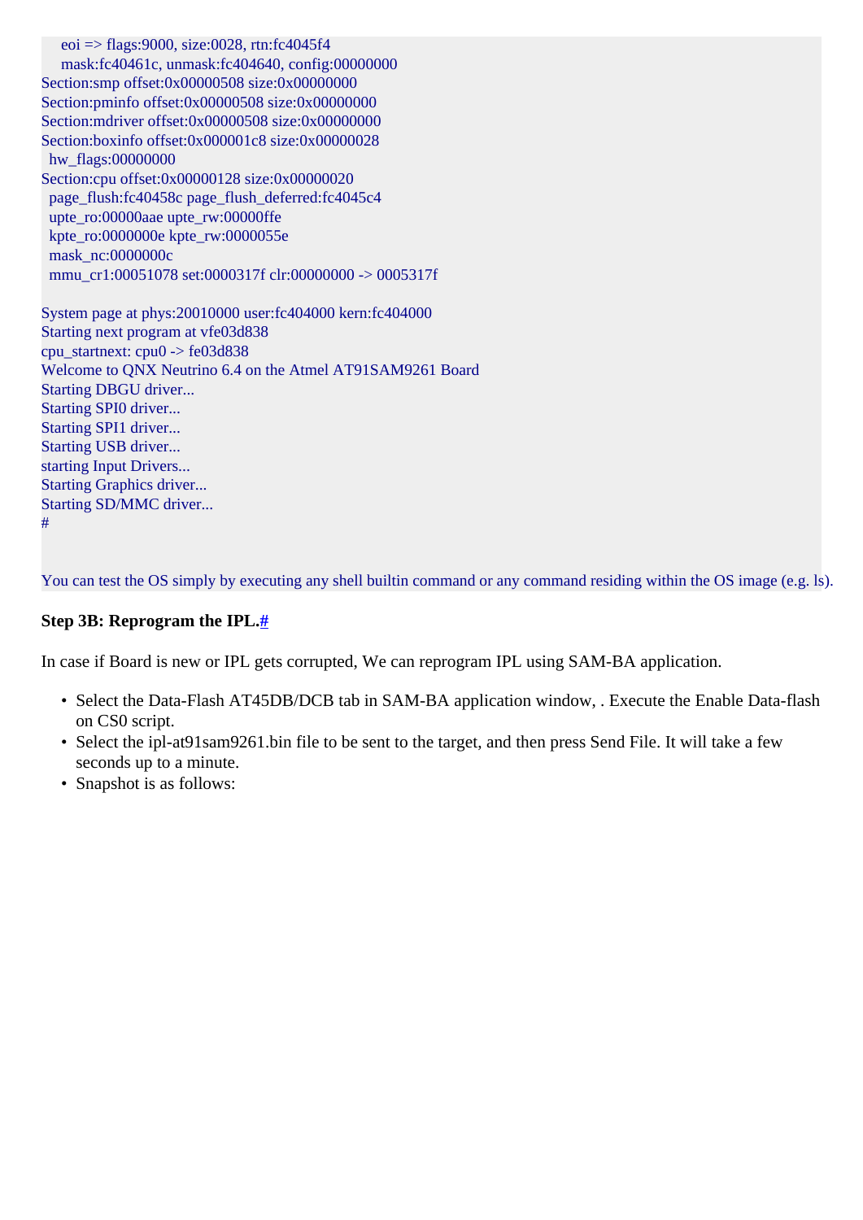```
    eoi => flags:9000, size:0028, rtn:fc4045f4
    mask:fc40461c, unmask:fc404640, config:00000000
Section:smp offset:0x00000508 size:0x00000000
Section:pminfo offset:0x00000508 size:0x00000000
Section:mdriver offset:0x00000508 size:0x00000000
Section:boxinfo offset:0x000001c8 size:0x00000028
  hw_flags:00000000
Section:cpu offset:0x00000128 size:0x00000020
  page_flush:fc40458c page_flush_deferred:fc4045c4
  upte_ro:00000aae upte_rw:00000ffe
  kpte_ro:0000000e kpte_rw:0000055e
  mask_nc:0000000c
  mmu_cr1:00051078 set:0000317f clr:00000000 -> 0005317f

System page at phys:20010000 user:fc404000 kern:fc404000
Starting next program at vfe03d838
cpu_startnext: cpu0 -> fe03d838
Welcome to QNX Neutrino 6.4 on the Atmel AT91SAM9261 Board
Starting DBGU driver...
Starting SPI0 driver...
Starting SPI1 driver...
Starting USB driver...
starting Input Drivers...
Starting Graphics driver...
Starting SD/MMC driver...
#


You can test the OS simply by executing any shell builtin command or any command residing within the OS image (e.g. ls).
```

**Step 3B: Reprogram the IPL.#**

In case if Board is new or IPL gets corrupted, We can reprogram IPL using SAM-BA application.

- Select the Data-Flash AT45DB/DCB tab in SAM-BA application window, . Execute the Enable Data-flash on CS0 script.
- Select the ipl-at91sam9261.bin file to be sent to the target, and then press Send File. It will take a few seconds up to a minute.
- Snapshot is as follows: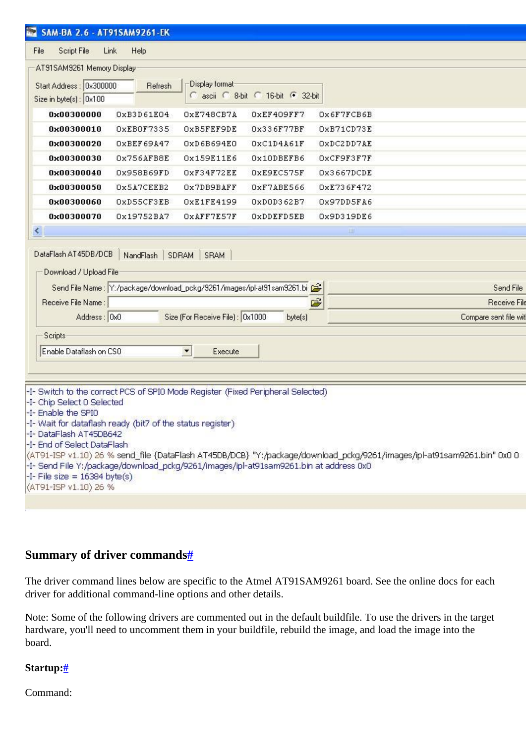SAM-BA 2.6 - AT91SAM9261-EK

File Script File Link Help

AT91SAM9261 Memory Display

Start Address : 0x300000 Refresh
Size in byte(s) : 0x100

Display format: ascii 8-bit 16-bit 32-bit

| | | | | |
|---|---|---|---|---|
| 0x00300000 | 0xB3D61E04 | 0xE748CB7A | 0xEF409FF7 | 0x6F7FCB6B |
| 0x00300010 | 0xEB0F7335 | 0xB5FEF9DE | 0x336F77BF | 0xB71CD73E |
| 0x00300020 | 0xBEF69A47 | 0xD6B694E0 | 0xC1D4A61F | 0xDC2DD7AE |
| 0x00300030 | 0x756AFB8E | 0x159E11E6 | 0x10DBEFB6 | 0xCF9F3F7F |
| 0x00300040 | 0x958B69FD | 0xF34F72EE | 0xE9EC575F | 0x3667DCDE |
| 0x00300050 | 0x5A7CEEB2 | 0x7DB9BAFF | 0xF7ABE566 | 0xE736F472 |
| 0x00300060 | 0xD55CF3EB | 0xE1FE4199 | 0xD0D362B7 | 0x97DD5FA6 |
| 0x00300070 | 0x19752BA7 | 0xAFF7E57F | 0xDDEFD5EB | 0x9D319DE6 |

DataFlash AT45DB/DCB | NandFlash | SDRAM | SRAM

Download / Upload File

Send File Name : Y:/package/download_pckg/9261/images/ipl-at91sam9261.bi — Send File
Receive File Name : — Receive File
Address : 0x0 Size (For Receive File) : 0x1000 byte(s) — Compare sent file wit

Scripts

Enable Dataflash on CS0 — Execute

```
-I- Switch to the correct PCS of SPI0 Mode Register (Fixed Peripheral Selected)
-I- Chip Select 0 Selected
-I- Enable the SPI0
-I- Wait for dataflash ready (bit7 of the status register)
-I- DataFlash AT45DB642
-I- End of Select DataFlash
(AT91-ISP v1.10) 26 % send_file {DataFlash AT45DB/DCB} "Y:/package/download_pckg/9261/images/ipl-at91sam9261.bin" 0x0 0
-I- Send File Y:/package/download_pckg/9261/images/ipl-at91sam9261.bin at address 0x0
-I- File size = 16384 byte(s)
(AT91-ISP v1.10) 26 %
```

## Summary of driver commands#

The driver command lines below are specific to the Atmel AT91SAM9261 board. See the online docs for each driver for additional command-line options and other details.

Note: Some of the following drivers are commented out in the default buildfile. To use the drivers in the target hardware, you'll need to uncomment them in your buildfile, rebuild the image, and load the image into the board.

### Startup:#

Command: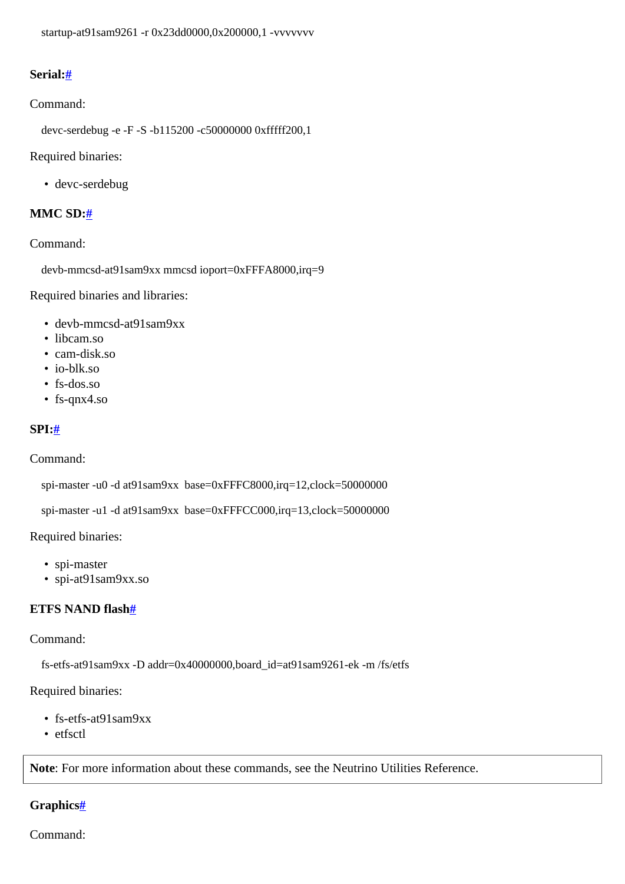```
startup-at91sam9261 -r 0x23dd0000,0x200000,1 -vvvvvvv
```

### Serial:#

Command:

```
devc-serdebug -e -F -S -b115200 -c50000000 0xfffff200,1
```

Required binaries:

- devc-serdebug

### MMC SD:#

Command:

```
devb-mmcsd-at91sam9xx mmcsd ioport=0xFFFA8000,irq=9
```

Required binaries and libraries:

- devb-mmcsd-at91sam9xx
- libcam.so
- cam-disk.so
- io-blk.so
- fs-dos.so
- fs-qnx4.so

### SPI:#

Command:

```
spi-master -u0 -d at91sam9xx  base=0xFFFC8000,irq=12,clock=50000000
```

```
spi-master -u1 -d at91sam9xx  base=0xFFFCC000,irq=13,clock=50000000
```

Required binaries:

- spi-master
- spi-at91sam9xx.so

### ETFS NAND flash#

Command:

```
fs-etfs-at91sam9xx -D addr=0x40000000,board_id=at91sam9261-ek -m /fs/etfs
```

Required binaries:

- fs-etfs-at91sam9xx
- etfsctl

**Note**: For more information about these commands, see the Neutrino Utilities Reference.

### Graphics#

Command: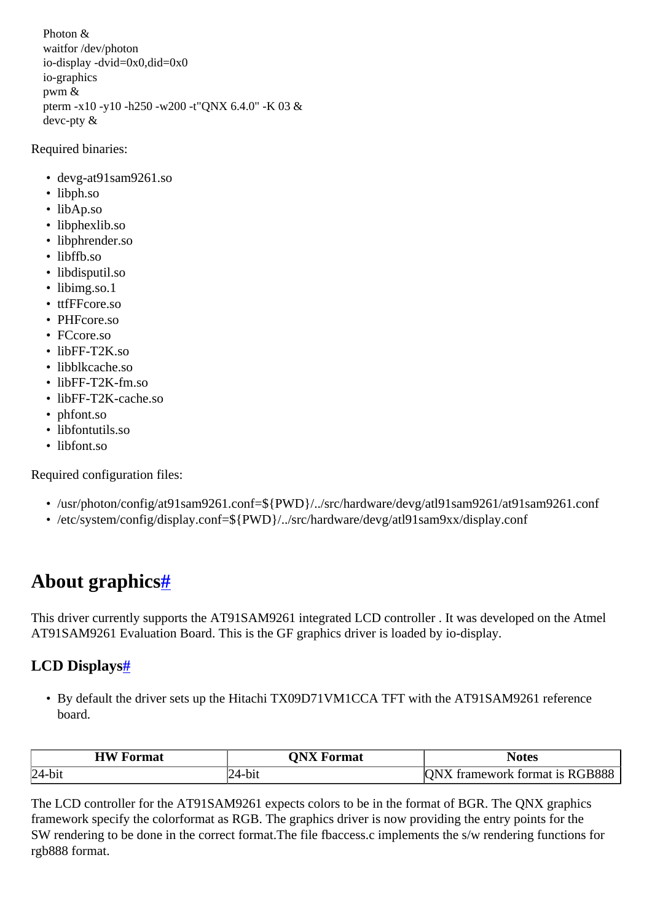```
Photon &
waitfor /dev/photon
io-display -dvid=0x0,did=0x0
io-graphics
pwm &
pterm -x10 -y10 -h250 -w200 -t"QNX 6.4.0" -K 03 &
devc-pty &
```

Required binaries:

- devg-at91sam9261.so
- libph.so
- libAp.so
- libphexlib.so
- libphrender.so
- libffb.so
- libdisputil.so
- libimg.so.1
- ttfFFcore.so
- PHFcore.so
- FCcore.so
- libFF-T2K.so
- libblkcache.so
- libFF-T2K-fm.so
- libFF-T2K-cache.so
- phfont.so
- libfontutils.so
- libfont.so

Required configuration files:

- /usr/photon/config/at91sam9261.conf=${PWD}/../src/hardware/devg/atl91sam9261/at91sam9261.conf
- /etc/system/config/display.conf=${PWD}/../src/hardware/devg/atl91sam9xx/display.conf

# About graphics#

This driver currently supports the AT91SAM9261 integrated LCD controller . It was developed on the Atmel AT91SAM9261 Evaluation Board. This is the GF graphics driver is loaded by io-display.

## LCD Displays#

- By default the driver sets up the Hitachi TX09D71VM1CCA TFT with the AT91SAM9261 reference board.

| HW Format | QNX Format | Notes |
| --- | --- | --- |
| 24-bit | 24-bit | QNX framework format is RGB888 |

The LCD controller for the AT91SAM9261 expects colors to be in the format of BGR. The QNX graphics framework specify the colorformat as RGB. The graphics driver is now providing the entry points for the SW rendering to be done in the correct format.The file fbaccess.c implements the s/w rendering functions for rgb888 format.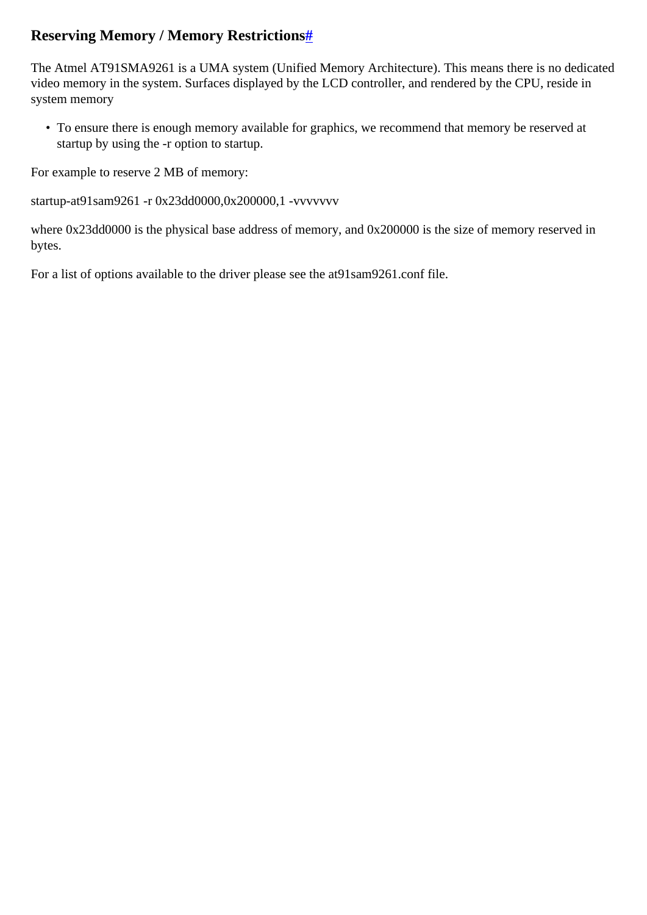## Reserving Memory / Memory Restrictions#

The Atmel AT91SMA9261 is a UMA system (Unified Memory Architecture). This means there is no dedicated video memory in the system. Surfaces displayed by the LCD controller, and rendered by the CPU, reside in system memory

- To ensure there is enough memory available for graphics, we recommend that memory be reserved at startup by using the -r option to startup.

For example to reserve 2 MB of memory:

startup-at91sam9261 -r 0x23dd0000,0x200000,1 -vvvvvvv

where 0x23dd0000 is the physical base address of memory, and 0x200000 is the size of memory reserved in bytes.

For a list of options available to the driver please see the at91sam9261.conf file.